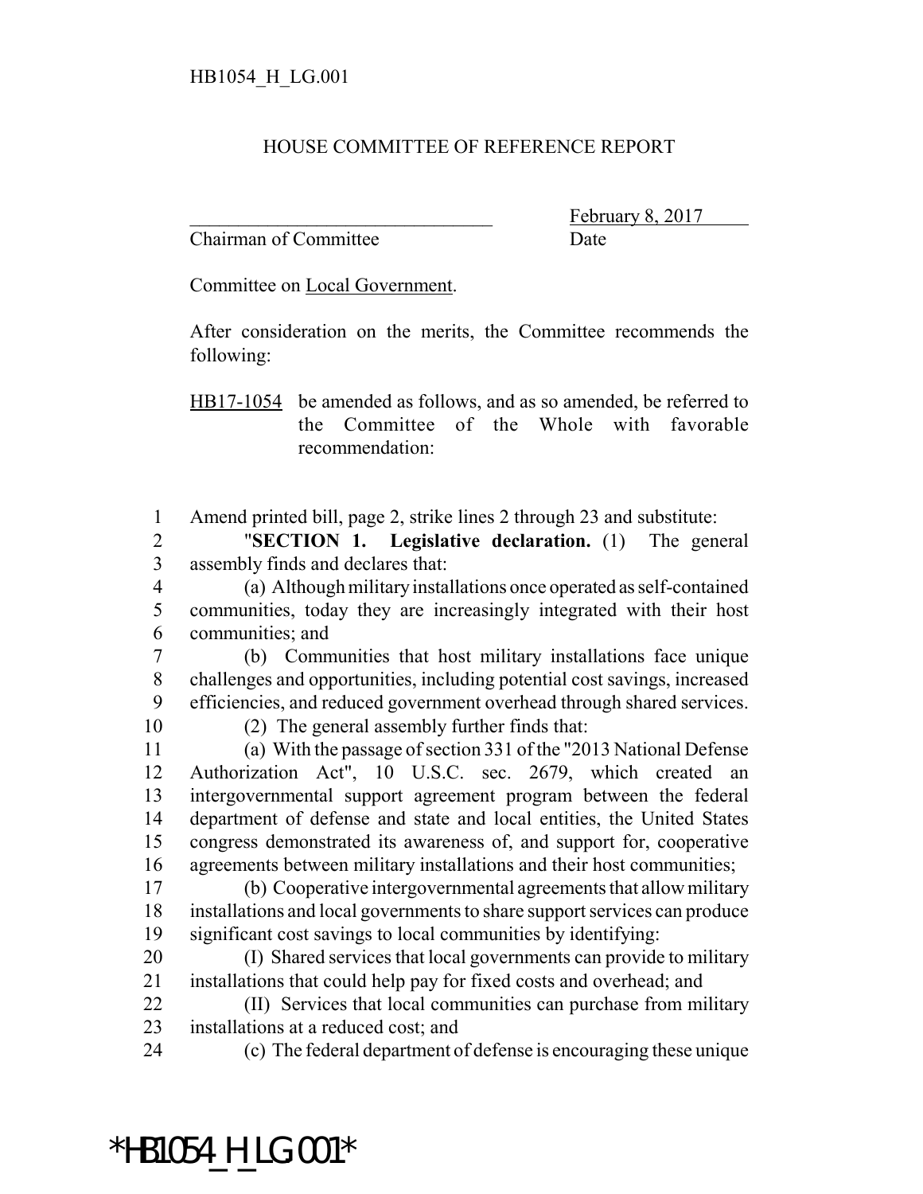HB1054_H_LG.001

HOUSE COMMITTEE OF REFERENCE REPORT

\_\_\_\_\_\_\_\_\_\_\_\_\_\_\_\_\_\_\_\_\_\_\_\_\_\_\_\_\_\_\_\_ February 8, 2017
Chairman of Committee Date

Committee on Local Government.

After consideration on the merits, the Committee recommends the following:

HB17-1054 be amended as follows, and as so amended, be referred to the Committee of the Whole with favorable recommendation:

1 Amend printed bill, page 2, strike lines 2 through 23 and substitute:
2 "**SECTION 1. Legislative declaration.** (1) The general
3 assembly finds and declares that:
4 (a) Although military installations once operated as self-contained
5 communities, today they are increasingly integrated with their host
6 communities; and
7 (b) Communities that host military installations face unique
8 challenges and opportunities, including potential cost savings, increased
9 efficiencies, and reduced government overhead through shared services.
10 (2) The general assembly further finds that:
11 (a) With the passage of section 331 of the "2013 National Defense
12 Authorization Act", 10 U.S.C. sec. 2679, which created an
13 intergovernmental support agreement program between the federal
14 department of defense and state and local entities, the United States
15 congress demonstrated its awareness of, and support for, cooperative
16 agreements between military installations and their host communities;
17 (b) Cooperative intergovernmental agreements that allow military
18 installations and local governments to share support services can produce
19 significant cost savings to local communities by identifying:
20 (I) Shared services that local governments can provide to military
21 installations that could help pay for fixed costs and overhead; and
22 (II) Services that local communities can purchase from military
23 installations at a reduced cost; and
24 (c) The federal department of defense is encouraging these unique

*HB1054_H_LG.001*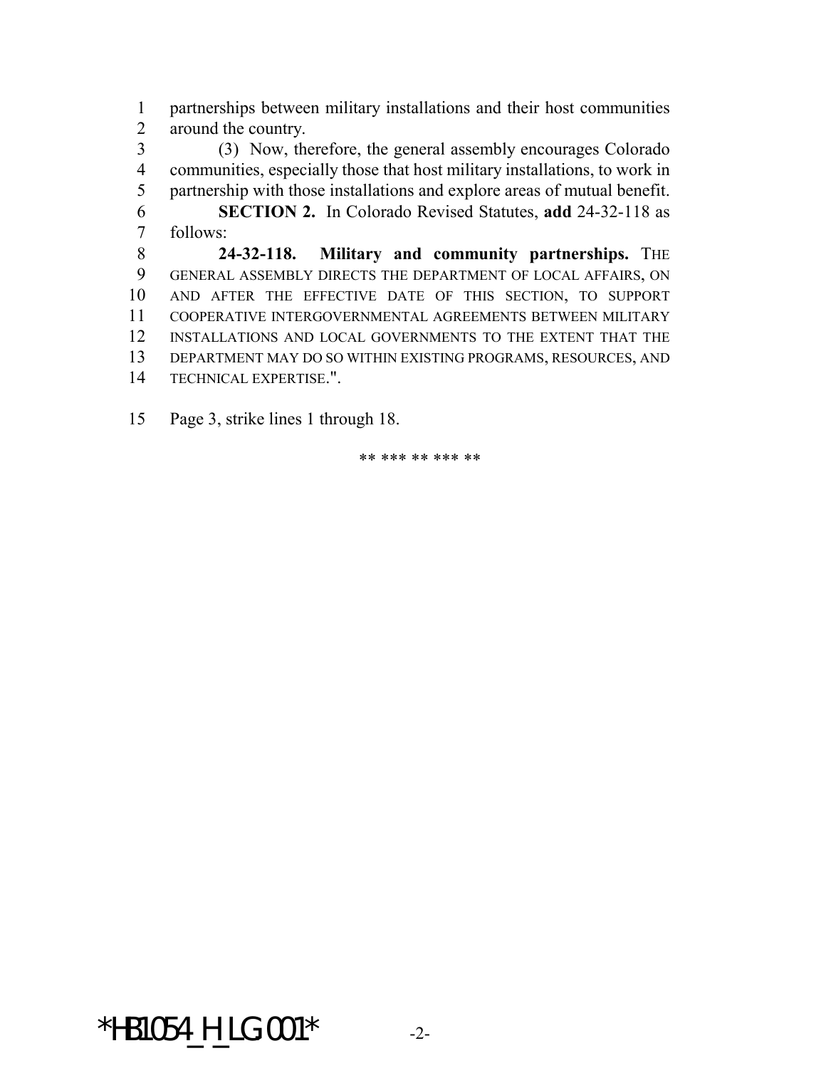partnerships between military installations and their host communities around the country.

(3) Now, therefore, the general assembly encourages Colorado communities, especially those that host military installations, to work in partnership with those installations and explore areas of mutual benefit.

**SECTION 2.** In Colorado Revised Statutes, **add** 24-32-118 as follows:

**24-32-118. Military and community partnerships.** THE GENERAL ASSEMBLY DIRECTS THE DEPARTMENT OF LOCAL AFFAIRS, ON AND AFTER THE EFFECTIVE DATE OF THIS SECTION, TO SUPPORT COOPERATIVE INTERGOVERNMENTAL AGREEMENTS BETWEEN MILITARY INSTALLATIONS AND LOCAL GOVERNMENTS TO THE EXTENT THAT THE DEPARTMENT MAY DO SO WITHIN EXISTING PROGRAMS, RESOURCES, AND TECHNICAL EXPERTISE.".

Page 3, strike lines 1 through 18.

** *** ** *** **

*HB1054_H_LG.001*